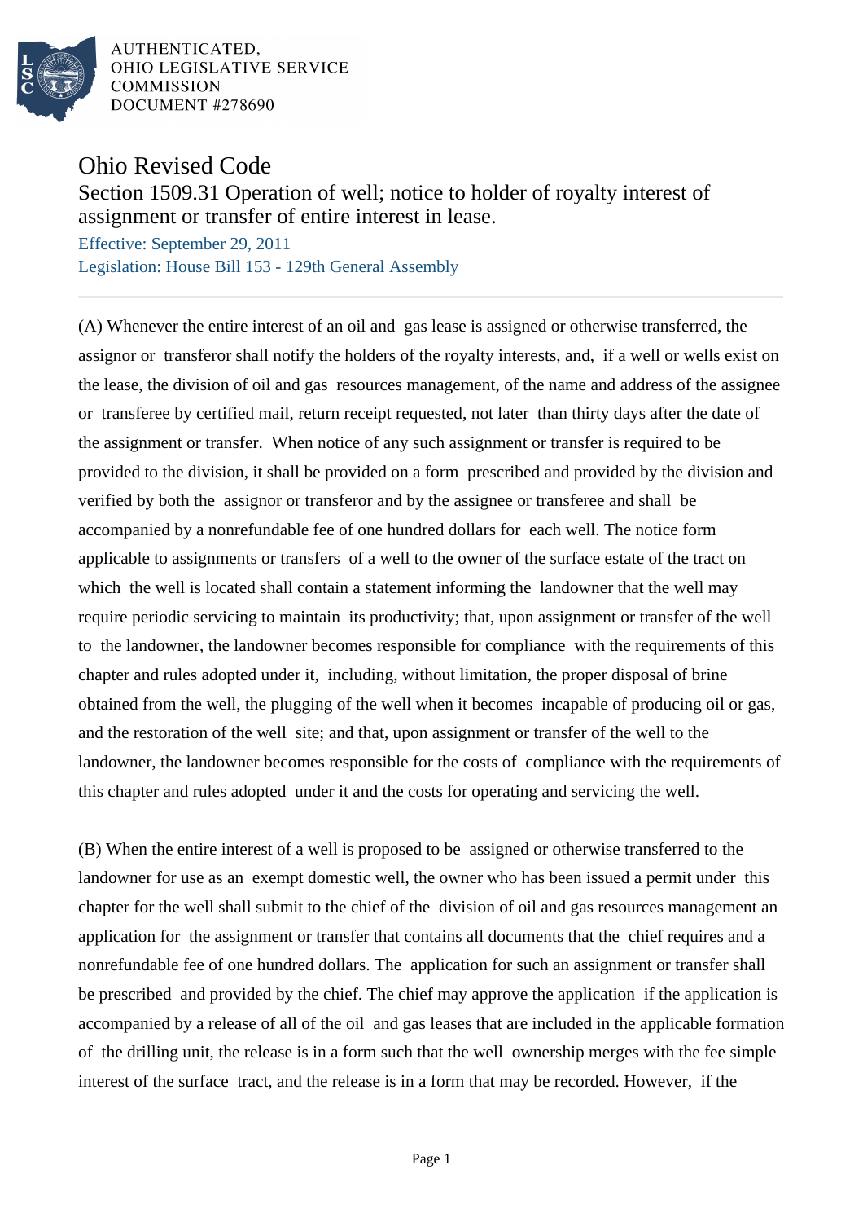AUTHENTICATED,
OHIO LEGISLATIVE SERVICE
COMMISSION
DOCUMENT #278690

# Ohio Revised Code

## Section 1509.31 Operation of well; notice to holder of royalty interest of assignment or transfer of entire interest in lease.

Effective: September 29, 2011
Legislation: House Bill 153 - 129th General Assembly

(A) Whenever the entire interest of an oil and gas lease is assigned or otherwise transferred, the assignor or transferor shall notify the holders of the royalty interests, and, if a well or wells exist on the lease, the division of oil and gas resources management, of the name and address of the assignee or transferee by certified mail, return receipt requested, not later than thirty days after the date of the assignment or transfer. When notice of any such assignment or transfer is required to be provided to the division, it shall be provided on a form prescribed and provided by the division and verified by both the assignor or transferor and by the assignee or transferee and shall be accompanied by a nonrefundable fee of one hundred dollars for each well. The notice form applicable to assignments or transfers of a well to the owner of the surface estate of the tract on which the well is located shall contain a statement informing the landowner that the well may require periodic servicing to maintain its productivity; that, upon assignment or transfer of the well to the landowner, the landowner becomes responsible for compliance with the requirements of this chapter and rules adopted under it, including, without limitation, the proper disposal of brine obtained from the well, the plugging of the well when it becomes incapable of producing oil or gas, and the restoration of the well site; and that, upon assignment or transfer of the well to the landowner, the landowner becomes responsible for the costs of compliance with the requirements of this chapter and rules adopted under it and the costs for operating and servicing the well.

(B) When the entire interest of a well is proposed to be assigned or otherwise transferred to the landowner for use as an exempt domestic well, the owner who has been issued a permit under this chapter for the well shall submit to the chief of the division of oil and gas resources management an application for the assignment or transfer that contains all documents that the chief requires and a nonrefundable fee of one hundred dollars. The application for such an assignment or transfer shall be prescribed and provided by the chief. The chief may approve the application if the application is accompanied by a release of all of the oil and gas leases that are included in the applicable formation of the drilling unit, the release is in a form such that the well ownership merges with the fee simple interest of the surface tract, and the release is in a form that may be recorded. However, if the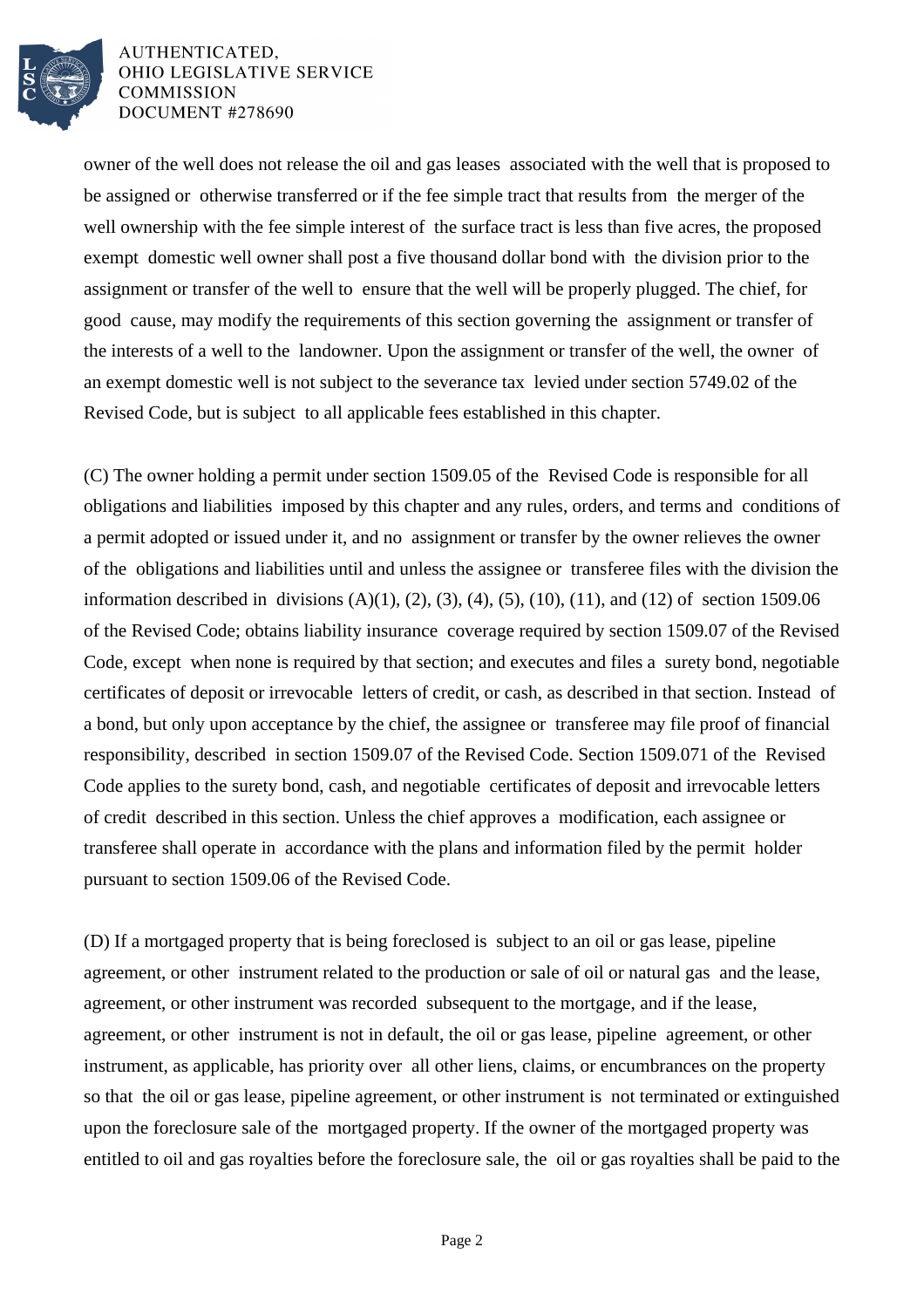owner of the well does not release the oil and gas leases associated with the well that is proposed to be assigned or otherwise transferred or if the fee simple tract that results from the merger of the well ownership with the fee simple interest of the surface tract is less than five acres, the proposed exempt domestic well owner shall post a five thousand dollar bond with the division prior to the assignment or transfer of the well to ensure that the well will be properly plugged. The chief, for good cause, may modify the requirements of this section governing the assignment or transfer of the interests of a well to the landowner. Upon the assignment or transfer of the well, the owner of an exempt domestic well is not subject to the severance tax levied under section 5749.02 of the Revised Code, but is subject to all applicable fees established in this chapter.

(C) The owner holding a permit under section 1509.05 of the Revised Code is responsible for all obligations and liabilities imposed by this chapter and any rules, orders, and terms and conditions of a permit adopted or issued under it, and no assignment or transfer by the owner relieves the owner of the obligations and liabilities until and unless the assignee or transferee files with the division the information described in divisions (A)(1), (2), (3), (4), (5), (10), (11), and (12) of section 1509.06 of the Revised Code; obtains liability insurance coverage required by section 1509.07 of the Revised Code, except when none is required by that section; and executes and files a surety bond, negotiable certificates of deposit or irrevocable letters of credit, or cash, as described in that section. Instead of a bond, but only upon acceptance by the chief, the assignee or transferee may file proof of financial responsibility, described in section 1509.07 of the Revised Code. Section 1509.071 of the Revised Code applies to the surety bond, cash, and negotiable certificates of deposit and irrevocable letters of credit described in this section. Unless the chief approves a modification, each assignee or transferee shall operate in accordance with the plans and information filed by the permit holder pursuant to section 1509.06 of the Revised Code.

(D) If a mortgaged property that is being foreclosed is subject to an oil or gas lease, pipeline agreement, or other instrument related to the production or sale of oil or natural gas and the lease, agreement, or other instrument was recorded subsequent to the mortgage, and if the lease, agreement, or other instrument is not in default, the oil or gas lease, pipeline agreement, or other instrument, as applicable, has priority over all other liens, claims, or encumbrances on the property so that the oil or gas lease, pipeline agreement, or other instrument is not terminated or extinguished upon the foreclosure sale of the mortgaged property. If the owner of the mortgaged property was entitled to oil and gas royalties before the foreclosure sale, the oil or gas royalties shall be paid to the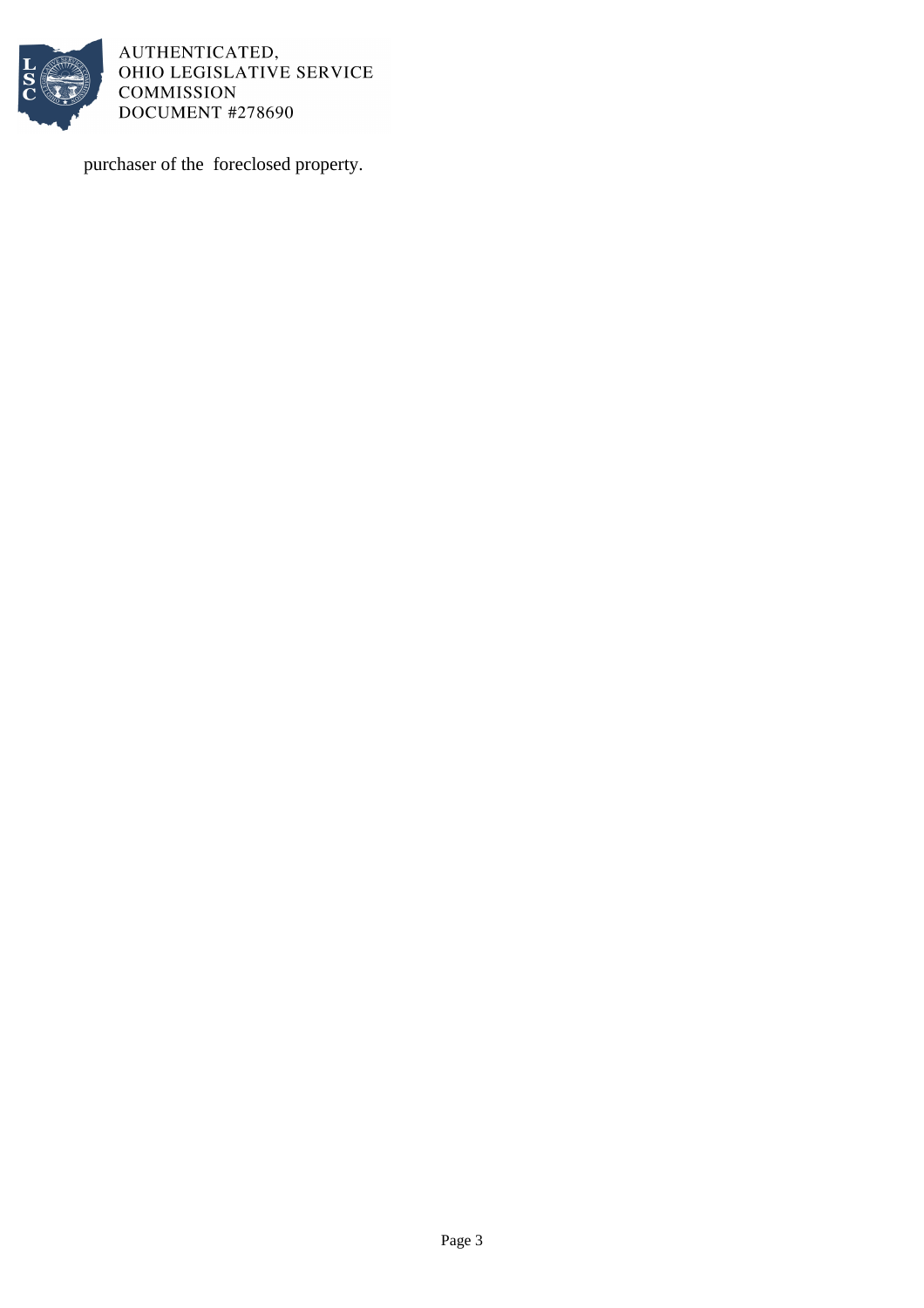purchaser of the foreclosed property.